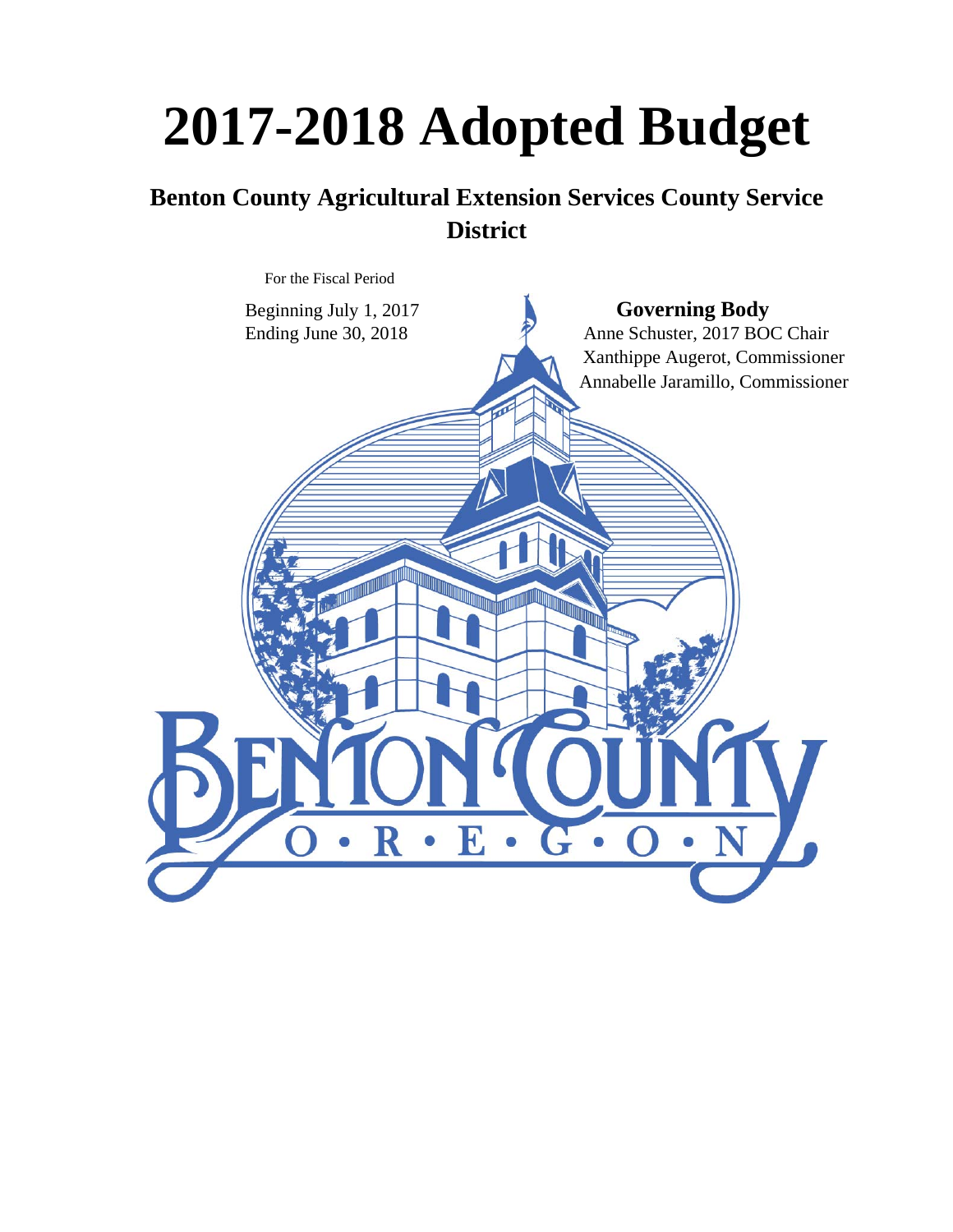# 2017-2018 Adopted Budget

## Benton County Agricultural Extension Services County Service District

For the Fiscal Period

Beginning July 1, 2017
Ending June 30, 2018

**Governing Body**

Anne Schuster, 2017 BOC Chair
Xanthippe Augerot, Commissioner
Annabelle Jaramillo, Commissioner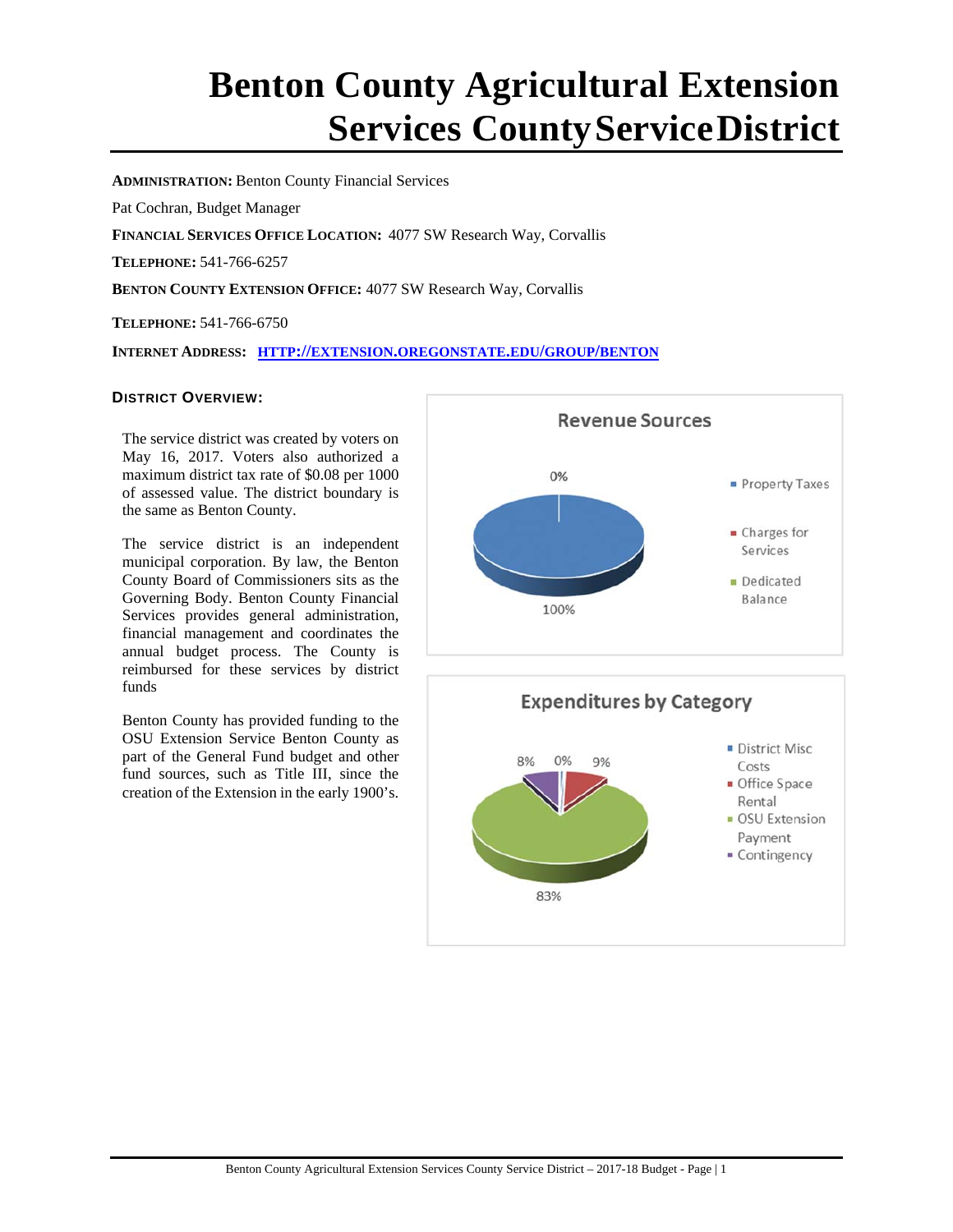# Benton County Agricultural Extension Services County Service District

**ADMINISTRATION:** Benton County Financial Services

Pat Cochran, Budget Manager

**FINANCIAL SERVICES OFFICE LOCATION:** 4077 SW Research Way, Corvallis

**TELEPHONE:** 541-766-6257

**BENTON COUNTY EXTENSION OFFICE:** 4077 SW Research Way, Corvallis

**TELEPHONE:** 541-766-6750

**INTERNET ADDRESS:** HTTP://EXTENSION.OREGONSTATE.EDU/GROUP/BENTON

## DISTRICT OVERVIEW:

The service district was created by voters on May 16, 2017. Voters also authorized a maximum district tax rate of $0.08 per 1000 of assessed value. The district boundary is the same as Benton County.

The service district is an independent municipal corporation. By law, the Benton County Board of Commissioners sits as the Governing Body. Benton County Financial Services provides general administration, financial management and coordinates the annual budget process. The County is reimbursed for these services by district funds

Benton County has provided funding to the OSU Extension Service Benton County as part of the General Fund budget and other fund sources, such as Title III, since the creation of the Extension in the early 1900's.

**Revenue Sources**

- Property Taxes: 100%
- Charges for Services: 0%
- Dedicated Balance

**Expenditures by Category**

- District Misc Costs: 0%
- Office Space Rental: 9%
- OSU Extension Payment: 83%
- Contingency: 8%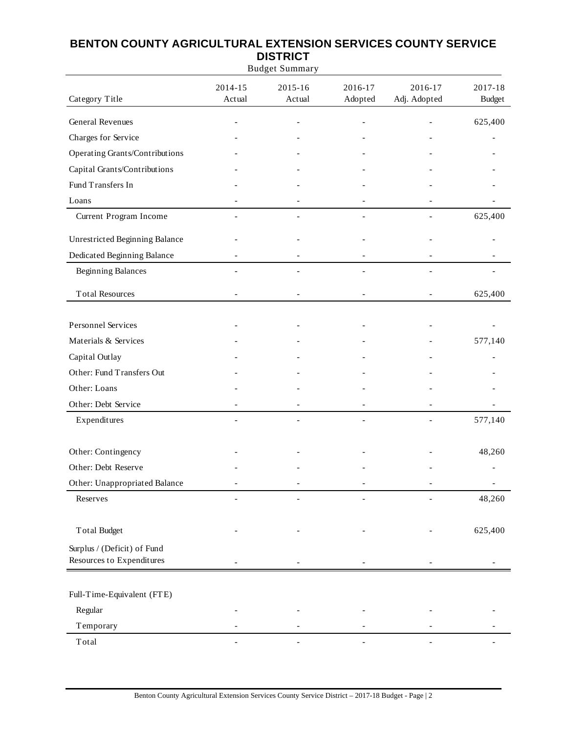# BENTON COUNTY AGRICULTURAL EXTENSION SERVICES COUNTY SERVICE DISTRICT

Budget Summary

| Category Title | 2014-15 Actual | 2015-16 Actual | 2016-17 Adopted | 2016-17 Adj. Adopted | 2017-18 Budget |
|---|---|---|---|---|---|
| General Revenues | - | - | - | - | 625,400 |
| Charges for Service | - | - | - | - | - |
| Operating Grants/Contributions | - | - | - | - | - |
| Capital Grants/Contributions | - | - | - | - | - |
| Fund Transfers In | - | - | - | - | - |
| Loans | - | - | - | - | - |
| Current Program Income | - | - | - | - | 625,400 |
| Unrestricted Beginning Balance | - | - | - | - | - |
| Dedicated Beginning Balance | - | - | - | - | - |
| Beginning Balances | - | - | - | - | - |
| Total Resources | - | - | - | - | 625,400 |
| Personnel Services | - | - | - | - | - |
| Materials & Services | - | - | - | - | 577,140 |
| Capital Outlay | - | - | - | - | - |
| Other: Fund Transfers Out | - | - | - | - | - |
| Other: Loans | - | - | - | - | - |
| Other: Debt Service | - | - | - | - | - |
| Expenditures | - | - | - | - | 577,140 |
| Other: Contingency | - | - | - | - | 48,260 |
| Other: Debt Reserve | - | - | - | - | - |
| Other: Unappropriated Balance | - | - | - | - | - |
| Reserves | - | - | - | - | 48,260 |
| Total Budget | - | - | - | - | 625,400 |
| Surplus / (Deficit) of Fund Resources to Expenditures | - | - | - | - | - |
| Full-Time-Equivalent (FTE) | | | | | |
| Regular | - | - | - | - | - |
| Temporary | - | - | - | - | - |
| Total | - | - | - | - | - |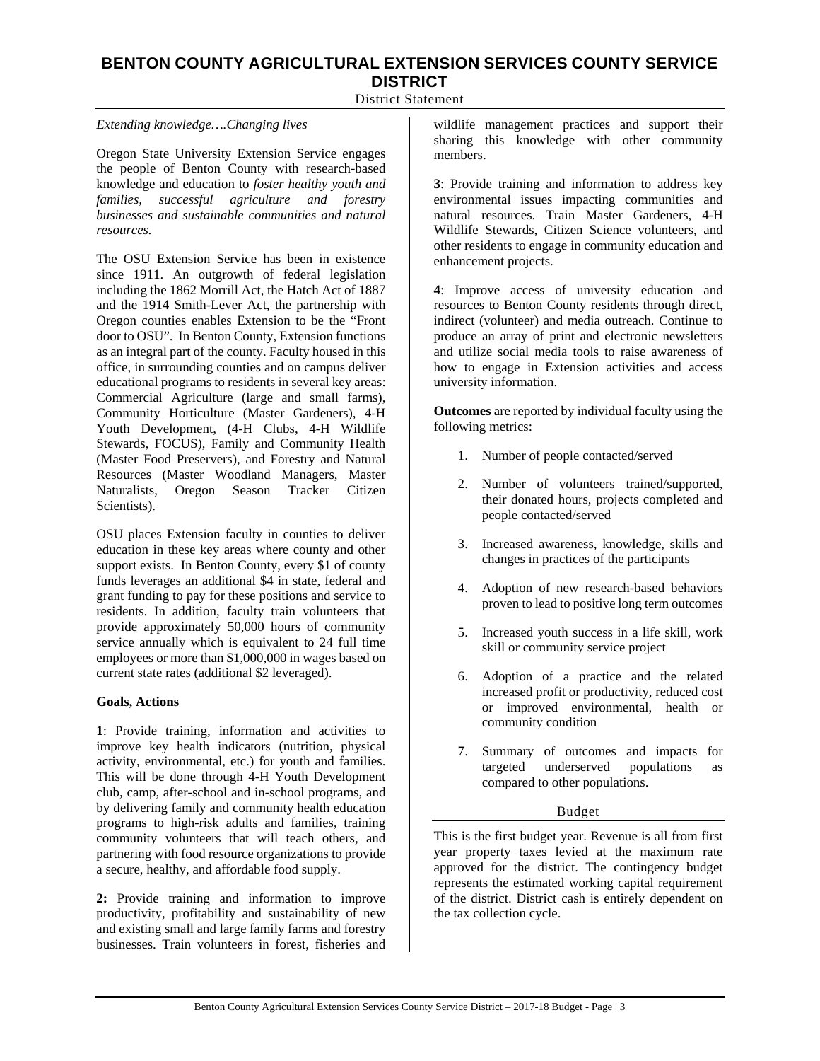# BENTON COUNTY AGRICULTURAL EXTENSION SERVICES COUNTY SERVICE DISTRICT

District Statement

*Extending knowledge….Changing lives*

Oregon State University Extension Service engages the people of Benton County with research-based knowledge and education to *foster healthy youth and families, successful agriculture and forestry businesses and sustainable communities and natural resources.*

The OSU Extension Service has been in existence since 1911. An outgrowth of federal legislation including the 1862 Morrill Act, the Hatch Act of 1887 and the 1914 Smith-Lever Act, the partnership with Oregon counties enables Extension to be the "Front door to OSU". In Benton County, Extension functions as an integral part of the county. Faculty housed in this office, in surrounding counties and on campus deliver educational programs to residents in several key areas: Commercial Agriculture (large and small farms), Community Horticulture (Master Gardeners), 4-H Youth Development, (4-H Clubs, 4-H Wildlife Stewards, FOCUS), Family and Community Health (Master Food Preservers), and Forestry and Natural Resources (Master Woodland Managers, Master Naturalists, Oregon Season Tracker Citizen Scientists).

OSU places Extension faculty in counties to deliver education in these key areas where county and other support exists. In Benton County, every $1 of county funds leverages an additional $4 in state, federal and grant funding to pay for these positions and service to residents. In addition, faculty train volunteers that provide approximately 50,000 hours of community service annually which is equivalent to 24 full time employees or more than $1,000,000 in wages based on current state rates (additional $2 leveraged).

**Goals, Actions**

**1**: Provide training, information and activities to improve key health indicators (nutrition, physical activity, environmental, etc.) for youth and families. This will be done through 4-H Youth Development club, camp, after-school and in-school programs, and by delivering family and community health education programs to high-risk adults and families, training community volunteers that will teach others, and partnering with food resource organizations to provide a secure, healthy, and affordable food supply.

**2:** Provide training and information to improve productivity, profitability and sustainability of new and existing small and large family farms and forestry businesses. Train volunteers in forest, fisheries and wildlife management practices and support their sharing this knowledge with other community members.

**3**: Provide training and information to address key environmental issues impacting communities and natural resources. Train Master Gardeners, 4-H Wildlife Stewards, Citizen Science volunteers, and other residents to engage in community education and enhancement projects.

**4**: Improve access of university education and resources to Benton County residents through direct, indirect (volunteer) and media outreach. Continue to produce an array of print and electronic newsletters and utilize social media tools to raise awareness of how to engage in Extension activities and access university information.

**Outcomes** are reported by individual faculty using the following metrics:

1. Number of people contacted/served
2. Number of volunteers trained/supported, their donated hours, projects completed and people contacted/served
3. Increased awareness, knowledge, skills and changes in practices of the participants
4. Adoption of new research-based behaviors proven to lead to positive long term outcomes
5. Increased youth success in a life skill, work skill or community service project
6. Adoption of a practice and the related increased profit or productivity, reduced cost or improved environmental, health or community condition
7. Summary of outcomes and impacts for targeted underserved populations as compared to other populations.

Budget

This is the first budget year. Revenue is all from first year property taxes levied at the maximum rate approved for the district. The contingency budget represents the estimated working capital requirement of the district. District cash is entirely dependent on the tax collection cycle.